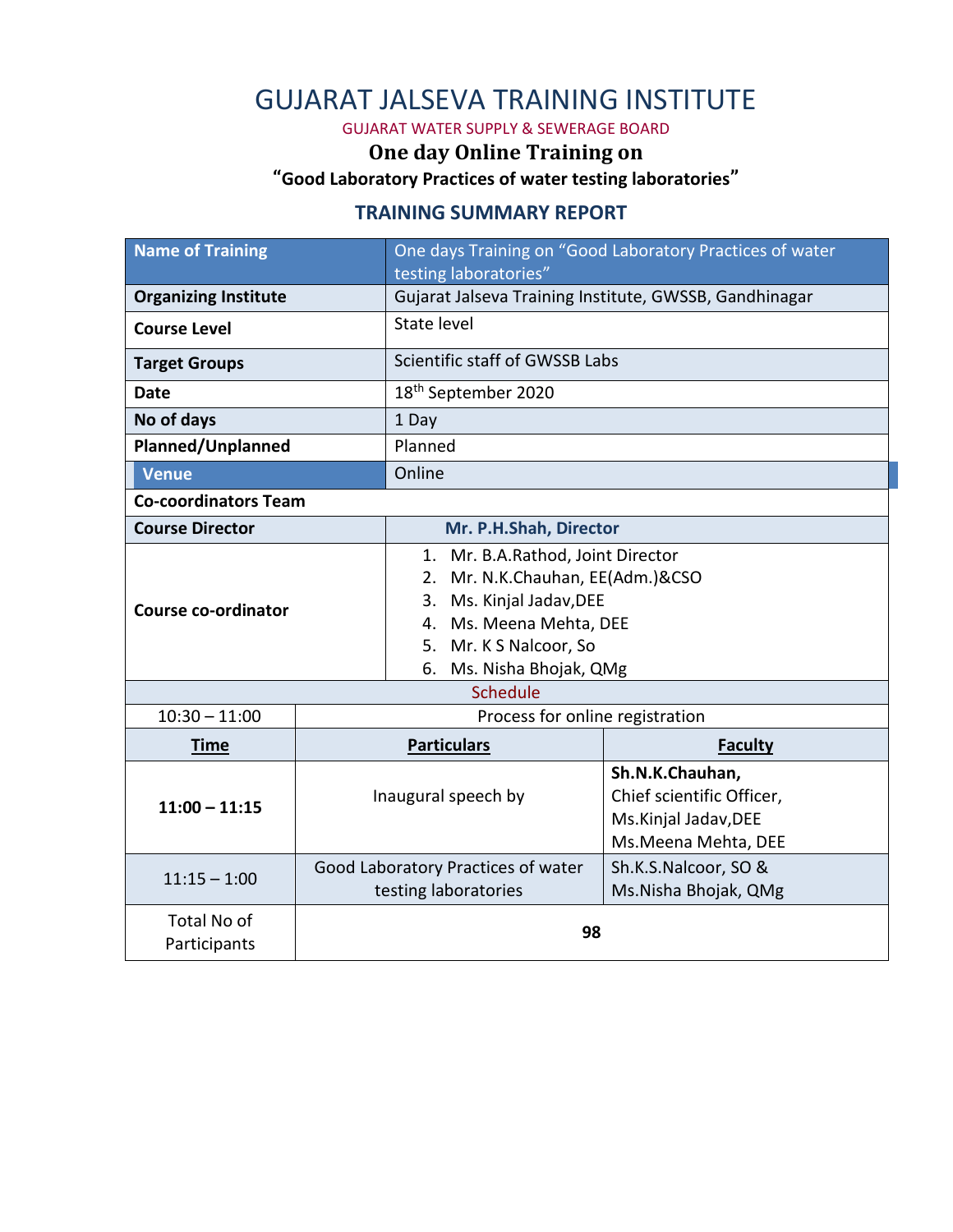# GUJARAT JALSEVA TRAINING INSTITUTE

GUJARAT WATER SUPPLY & SEWERAGE BOARD

## One day Online Training on

### "Good Laboratory Practices of water testing laboratories"

## TRAINING SUMMARY REPORT

| Name of Training | One days Training on "Good Laboratory Practices of water testing laboratories" |
|---|---|
| **Organizing Institute** | Gujarat Jalseva Training Institute, GWSSB, Gandhinagar |
| **Course Level** | State level |
| **Target Groups** | Scientific staff of GWSSB Labs |
| **Date** | 18th September 2020 |
| **No of days** | 1 Day |
| **Planned/Unplanned** | Planned |
| **Venue** | Online |
| **Co-coordinators Team** | |
| **Course Director** | **Mr. P.H.Shah, Director** |
| **Course co-ordinator** | 1. Mr. B.A.Rathod, Joint Director<br>2. Mr. N.K.Chauhan, EE(Adm.)&CSO<br>3. Ms. Kinjal Jadav,DEE<br>4. Ms. Meena Mehta, DEE<br>5. Mr. K S Nalcoor, So<br>6. Ms. Nisha Bhojak, QMg |

**Schedule**

| 10:30 – 11:00 | Process for online registration | |
|---|---|---|
| **Time** | **Particulars** | **Faculty** |
| **11:00 – 11:15** | Inaugural speech by | **Sh.N.K.Chauhan,**<br>Chief scientific Officer,<br>Ms.Kinjal Jadav,DEE<br>Ms.Meena Mehta, DEE |
| 11:15 – 1:00 | Good Laboratory Practices of water testing laboratories | Sh.K.S.Nalcoor, SO &<br>Ms.Nisha Bhojak, QMg |
| Total No of Participants | **98** | |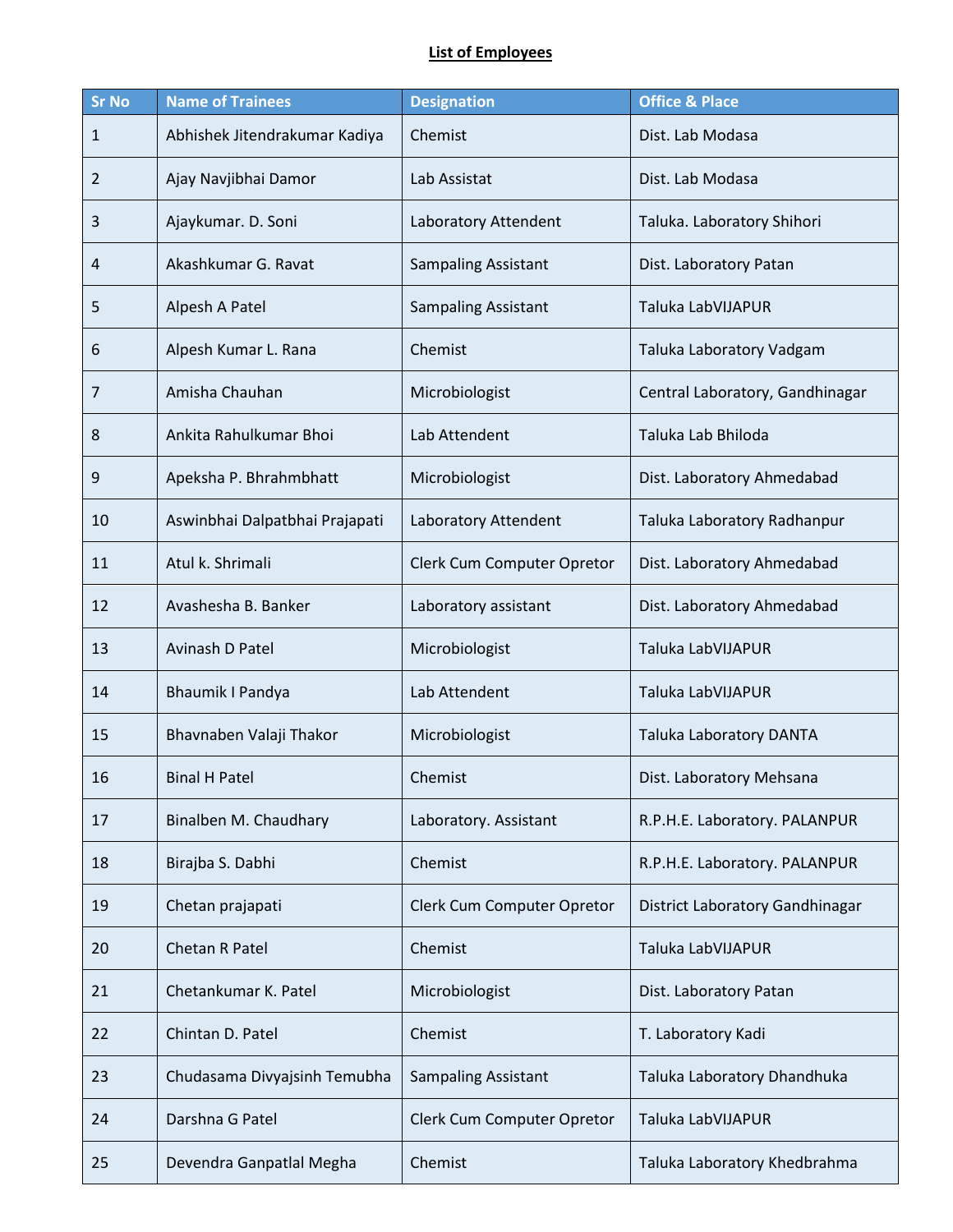**List of Employees**

| Sr No | Name of Trainees | Designation | Office & Place |
|---|---|---|---|
| 1 | Abhishek Jitendrakumar Kadiya | Chemist | Dist. Lab Modasa |
| 2 | Ajay Navjibhai Damor | Lab Assistat | Dist. Lab Modasa |
| 3 | Ajaykumar. D. Soni | Laboratory Attendent | Taluka. Laboratory Shihori |
| 4 | Akashkumar G. Ravat | Sampaling Assistant | Dist. Laboratory Patan |
| 5 | Alpesh A Patel | Sampaling Assistant | Taluka LabVIJAPUR |
| 6 | Alpesh Kumar L. Rana | Chemist | Taluka Laboratory Vadgam |
| 7 | Amisha Chauhan | Microbiologist | Central Laboratory, Gandhinagar |
| 8 | Ankita Rahulkumar Bhoi | Lab Attendent | Taluka Lab Bhiloda |
| 9 | Apeksha P. Bhrahmbhatt | Microbiologist | Dist. Laboratory Ahmedabad |
| 10 | Aswinbhai Dalpatbhai Prajapati | Laboratory Attendent | Taluka Laboratory Radhanpur |
| 11 | Atul k. Shrimali | Clerk Cum Computer Opretor | Dist. Laboratory Ahmedabad |
| 12 | Avashesha B. Banker | Laboratory assistant | Dist. Laboratory Ahmedabad |
| 13 | Avinash D Patel | Microbiologist | Taluka LabVIJAPUR |
| 14 | Bhaumik I Pandya | Lab Attendent | Taluka LabVIJAPUR |
| 15 | Bhavnaben Valaji Thakor | Microbiologist | Taluka Laboratory DANTA |
| 16 | Binal H Patel | Chemist | Dist. Laboratory Mehsana |
| 17 | Binalben M. Chaudhary | Laboratory. Assistant | R.P.H.E. Laboratory. PALANPUR |
| 18 | Birajba S. Dabhi | Chemist | R.P.H.E. Laboratory. PALANPUR |
| 19 | Chetan prajapati | Clerk Cum Computer Opretor | District Laboratory Gandhinagar |
| 20 | Chetan R Patel | Chemist | Taluka LabVIJAPUR |
| 21 | Chetankumar K. Patel | Microbiologist | Dist. Laboratory Patan |
| 22 | Chintan D. Patel | Chemist | T. Laboratory Kadi |
| 23 | Chudasama Divyajsinh Temubha | Sampaling Assistant | Taluka Laboratory Dhandhuka |
| 24 | Darshna G Patel | Clerk Cum Computer Opretor | Taluka LabVIJAPUR |
| 25 | Devendra Ganpatlal Megha | Chemist | Taluka Laboratory Khedbrahma |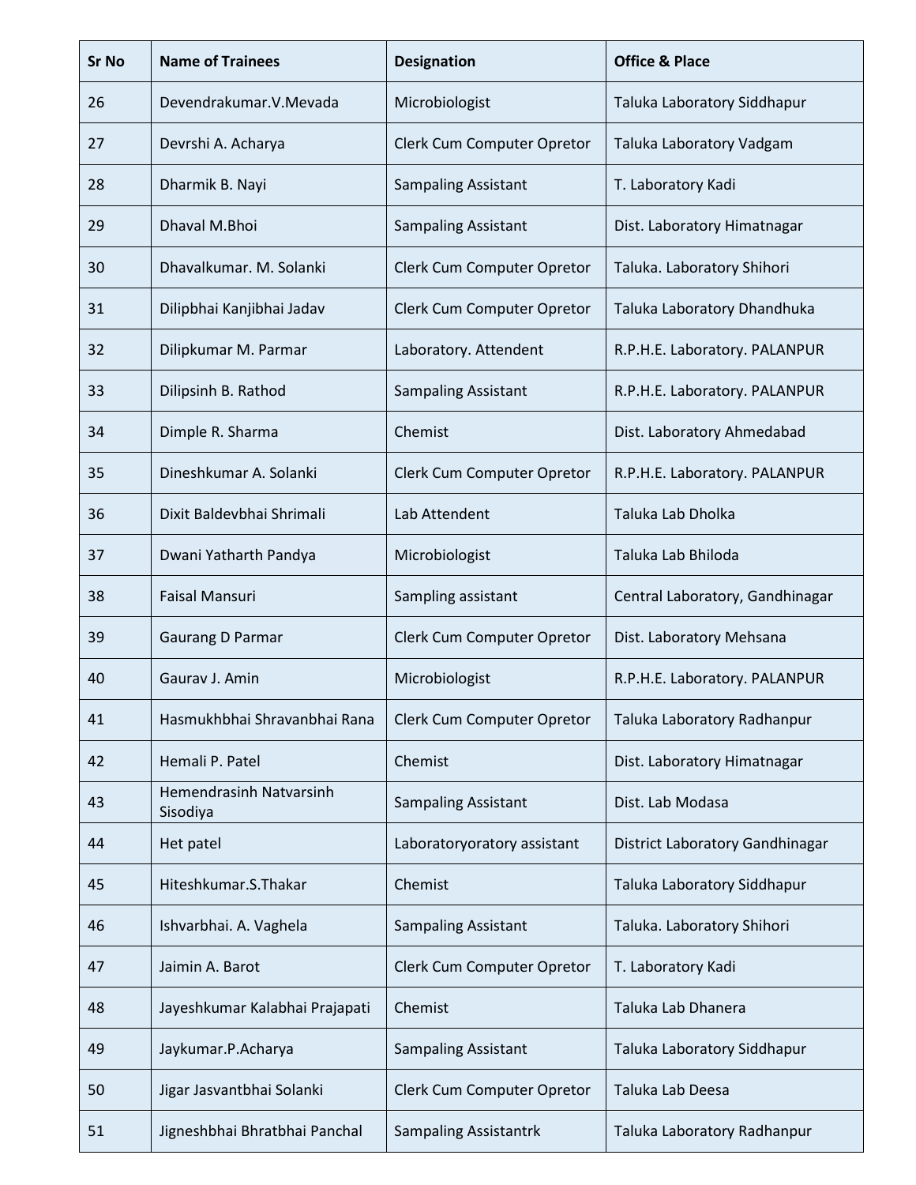| Sr No | Name of Trainees | Designation | Office & Place |
|---|---|---|---|
| 26 | Devendrakumar.V.Mevada | Microbiologist | Taluka Laboratory Siddhapur |
| 27 | Devrshi A. Acharya | Clerk Cum Computer Opretor | Taluka Laboratory Vadgam |
| 28 | Dharmik B. Nayi | Sampaling Assistant | T. Laboratory Kadi |
| 29 | Dhaval M.Bhoi | Sampaling Assistant | Dist. Laboratory Himatnagar |
| 30 | Dhavalkumar. M. Solanki | Clerk Cum Computer Opretor | Taluka. Laboratory Shihori |
| 31 | Dilipbhai Kanjibhai Jadav | Clerk Cum Computer Opretor | Taluka Laboratory Dhandhuka |
| 32 | Dilipkumar M. Parmar | Laboratory. Attendent | R.P.H.E. Laboratory. PALANPUR |
| 33 | Dilipsinh B. Rathod | Sampaling Assistant | R.P.H.E. Laboratory. PALANPUR |
| 34 | Dimple R. Sharma | Chemist | Dist. Laboratory Ahmedabad |
| 35 | Dineshkumar A. Solanki | Clerk Cum Computer Opretor | R.P.H.E. Laboratory. PALANPUR |
| 36 | Dixit Baldevbhai Shrimali | Lab Attendent | Taluka Lab Dholka |
| 37 | Dwani Yatharth Pandya | Microbiologist | Taluka Lab Bhiloda |
| 38 | Faisal Mansuri | Sampling assistant | Central Laboratory, Gandhinagar |
| 39 | Gaurang D Parmar | Clerk Cum Computer Opretor | Dist. Laboratory Mehsana |
| 40 | Gaurav J. Amin | Microbiologist | R.P.H.E. Laboratory. PALANPUR |
| 41 | Hasmukhbhai Shravanbhai Rana | Clerk Cum Computer Opretor | Taluka Laboratory Radhanpur |
| 42 | Hemali P. Patel | Chemist | Dist. Laboratory Himatnagar |
| 43 | Hemendrasinh Natvarsinh Sisodiya | Sampaling Assistant | Dist. Lab Modasa |
| 44 | Het patel | Laboratoryoratory assistant | District Laboratory Gandhinagar |
| 45 | Hiteshkumar.S.Thakar | Chemist | Taluka Laboratory Siddhapur |
| 46 | Ishvarbhai. A. Vaghela | Sampaling Assistant | Taluka. Laboratory Shihori |
| 47 | Jaimin A. Barot | Clerk Cum Computer Opretor | T. Laboratory Kadi |
| 48 | Jayeshkumar Kalabhai Prajapati | Chemist | Taluka Lab Dhanera |
| 49 | Jaykumar.P.Acharya | Sampaling Assistant | Taluka Laboratory Siddhapur |
| 50 | Jigar Jasvantbhai Solanki | Clerk Cum Computer Opretor | Taluka Lab Deesa |
| 51 | Jigneshbhai Bhratbhai Panchal | Sampaling Assistantrk | Taluka Laboratory Radhanpur |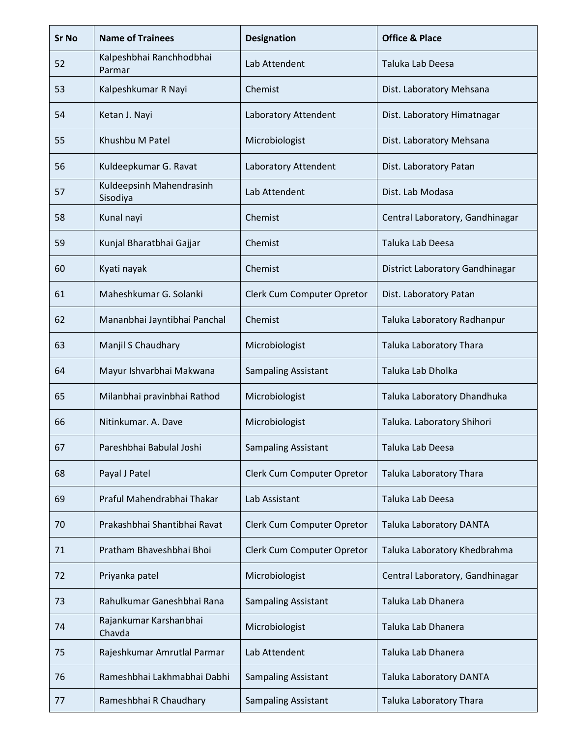| Sr No | Name of Trainees | Designation | Office & Place |
|---|---|---|---|
| 52 | Kalpeshbhai Ranchhodbhai Parmar | Lab Attendent | Taluka Lab Deesa |
| 53 | Kalpeshkumar R Nayi | Chemist | Dist. Laboratory Mehsana |
| 54 | Ketan J. Nayi | Laboratory Attendent | Dist. Laboratory Himatnagar |
| 55 | Khushbu M Patel | Microbiologist | Dist. Laboratory Mehsana |
| 56 | Kuldeepkumar G. Ravat | Laboratory Attendent | Dist. Laboratory Patan |
| 57 | Kuldeepsinh Mahendrasinh Sisodiya | Lab Attendent | Dist. Lab Modasa |
| 58 | Kunal nayi | Chemist | Central Laboratory, Gandhinagar |
| 59 | Kunjal Bharatbhai Gajjar | Chemist | Taluka Lab Deesa |
| 60 | Kyati nayak | Chemist | District Laboratory Gandhinagar |
| 61 | Maheshkumar G. Solanki | Clerk Cum Computer Opretor | Dist. Laboratory Patan |
| 62 | Mananbhai Jayntibhai Panchal | Chemist | Taluka Laboratory Radhanpur |
| 63 | Manjil S Chaudhary | Microbiologist | Taluka Laboratory Thara |
| 64 | Mayur Ishvarbhai Makwana | Sampaling Assistant | Taluka Lab Dholka |
| 65 | Milanbhai pravinbhai Rathod | Microbiologist | Taluka Laboratory Dhandhuka |
| 66 | Nitinkumar. A. Dave | Microbiologist | Taluka. Laboratory Shihori |
| 67 | Pareshbhai Babulal Joshi | Sampaling Assistant | Taluka Lab Deesa |
| 68 | Payal J Patel | Clerk Cum Computer Opretor | Taluka Laboratory Thara |
| 69 | Praful Mahendrabhai Thakar | Lab Assistant | Taluka Lab Deesa |
| 70 | Prakashbhai Shantibhai Ravat | Clerk Cum Computer Opretor | Taluka Laboratory DANTA |
| 71 | Pratham Bhaveshbhai Bhoi | Clerk Cum Computer Opretor | Taluka Laboratory Khedbrahma |
| 72 | Priyanka patel | Microbiologist | Central Laboratory, Gandhinagar |
| 73 | Rahulkumar Ganeshbhai Rana | Sampaling Assistant | Taluka Lab Dhanera |
| 74 | Rajankumar Karshanbhai Chavda | Microbiologist | Taluka Lab Dhanera |
| 75 | Rajeshkumar Amrutlal Parmar | Lab Attendent | Taluka Lab Dhanera |
| 76 | Rameshbhai Lakhmabhai Dabhi | Sampaling Assistant | Taluka Laboratory DANTA |
| 77 | Rameshbhai R Chaudhary | Sampaling Assistant | Taluka Laboratory Thara |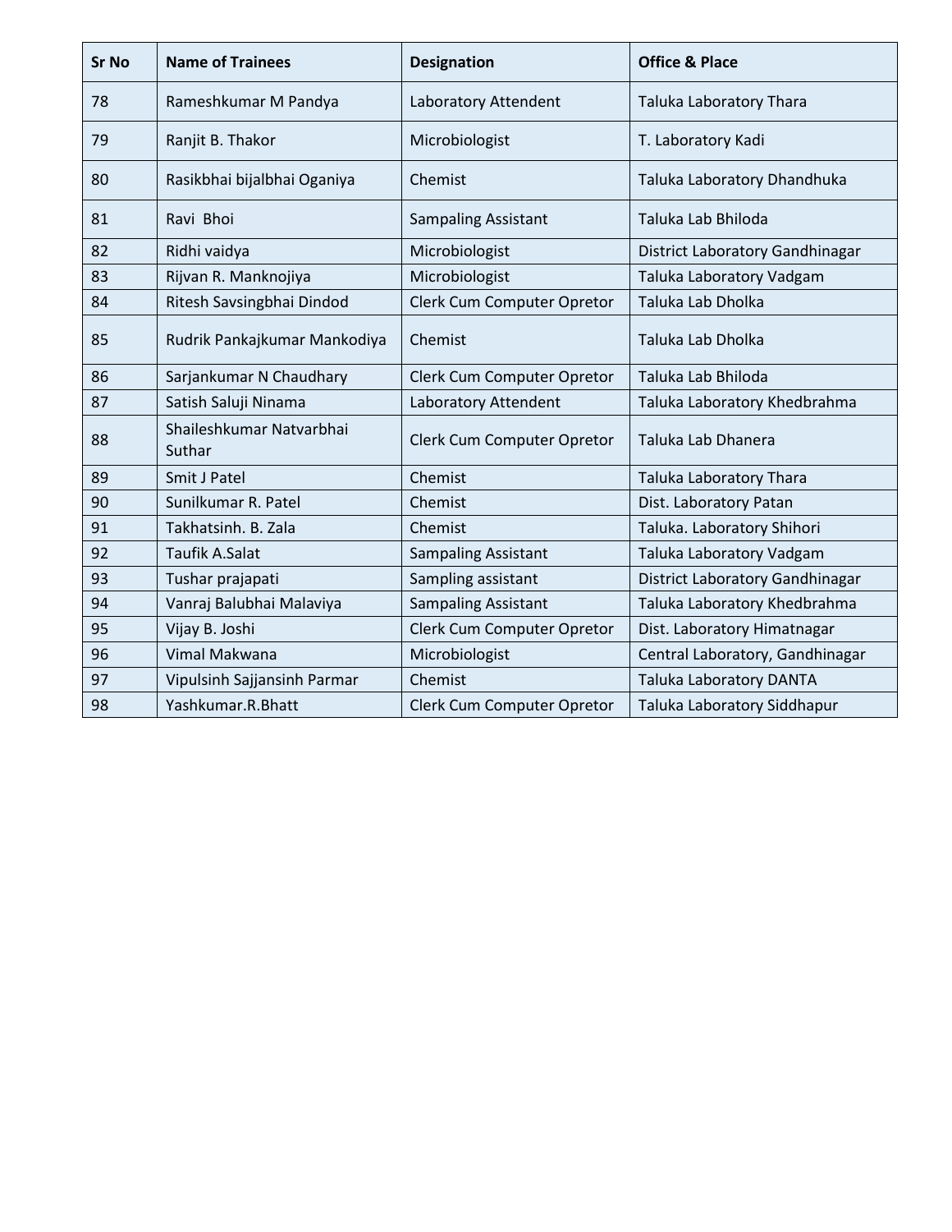| Sr No | Name of Trainees | Designation | Office & Place |
|---|---|---|---|
| 78 | Rameshkumar M Pandya | Laboratory Attendent | Taluka Laboratory Thara |
| 79 | Ranjit B. Thakor | Microbiologist | T. Laboratory Kadi |
| 80 | Rasikbhai bijalbhai Oganiya | Chemist | Taluka Laboratory Dhandhuka |
| 81 | Ravi  Bhoi | Sampaling Assistant | Taluka Lab Bhiloda |
| 82 | Ridhi vaidya | Microbiologist | District Laboratory Gandhinagar |
| 83 | Rijvan R. Manknojiya | Microbiologist | Taluka Laboratory Vadgam |
| 84 | Ritesh Savsingbhai Dindod | Clerk Cum Computer Opretor | Taluka Lab Dholka |
| 85 | Rudrik Pankajkumar Mankodiya | Chemist | Taluka Lab Dholka |
| 86 | Sarjankumar N Chaudhary | Clerk Cum Computer Opretor | Taluka Lab Bhiloda |
| 87 | Satish Saluji Ninama | Laboratory Attendent | Taluka Laboratory Khedbrahma |
| 88 | Shaileshkumar Natvarbhai Suthar | Clerk Cum Computer Opretor | Taluka Lab Dhanera |
| 89 | Smit J Patel | Chemist | Taluka Laboratory Thara |
| 90 | Sunilkumar R. Patel | Chemist | Dist. Laboratory Patan |
| 91 | Takhatsinh. B. Zala | Chemist | Taluka. Laboratory Shihori |
| 92 | Taufik A.Salat | Sampaling Assistant | Taluka Laboratory Vadgam |
| 93 | Tushar prajapati | Sampling assistant | District Laboratory Gandhinagar |
| 94 | Vanraj Balubhai Malaviya | Sampaling Assistant | Taluka Laboratory Khedbrahma |
| 95 | Vijay B. Joshi | Clerk Cum Computer Opretor | Dist. Laboratory Himatnagar |
| 96 | Vimal Makwana | Microbiologist | Central Laboratory, Gandhinagar |
| 97 | Vipulsinh Sajjansinh Parmar | Chemist | Taluka Laboratory DANTA |
| 98 | Yashkumar.R.Bhatt | Clerk Cum Computer Opretor | Taluka Laboratory Siddhapur |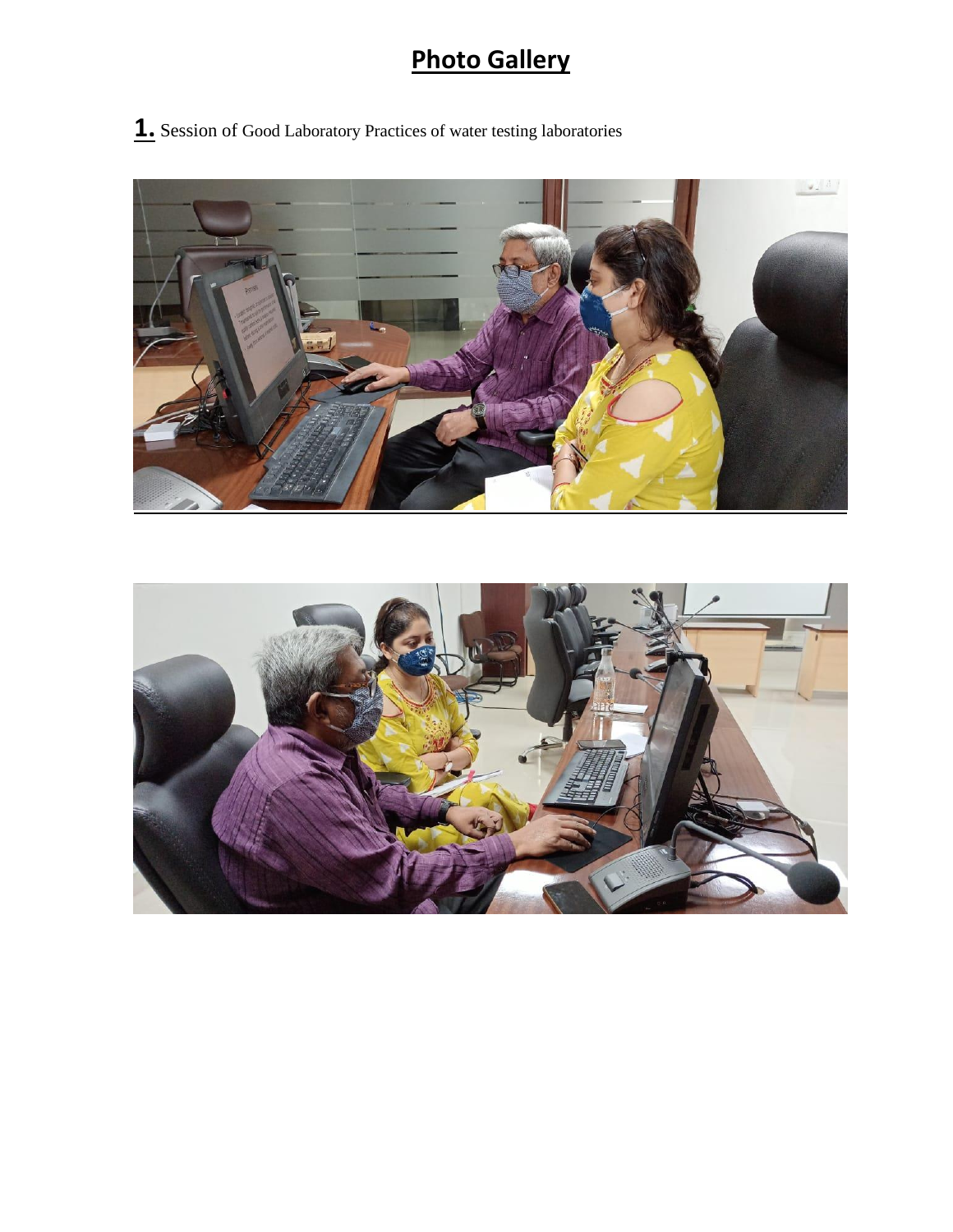# Photo Gallery

**1.** Session of Good Laboratory Practices of water testing laboratories